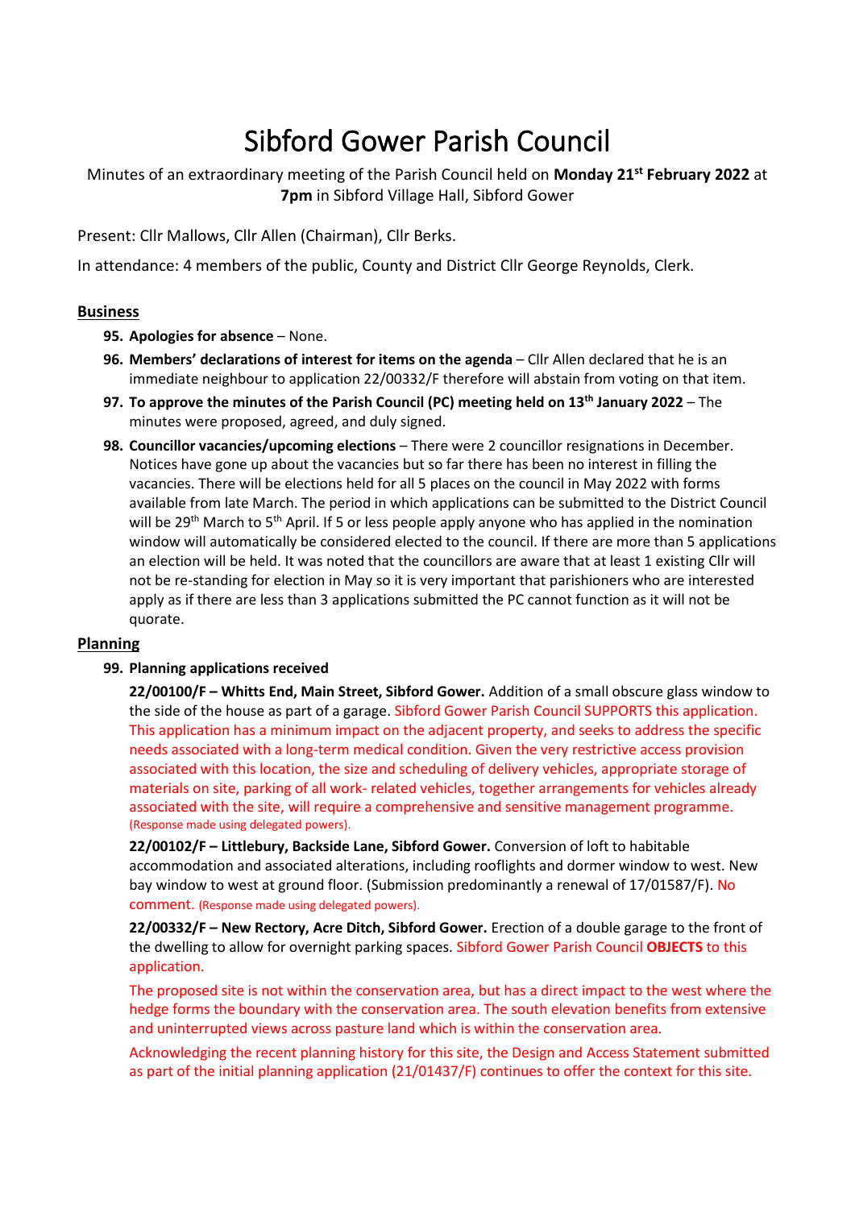# Sibford Gower Parish Council

Minutes of an extraordinary meeting of the Parish Council held on **Monday 21st February 2022** at **7pm** in Sibford Village Hall, Sibford Gower

Present: Cllr Mallows, Cllr Allen (Chairman), Cllr Berks.

In attendance: 4 members of the public, County and District Cllr George Reynolds, Clerk.

## Business

95. **Apologies for absence** – None.
96. **Members' declarations of interest for items on the agenda** – Cllr Allen declared that he is an immediate neighbour to application 22/00332/F therefore will abstain from voting on that item.
97. **To approve the minutes of the Parish Council (PC) meeting held on 13th January 2022** – The minutes were proposed, agreed, and duly signed.
98. **Councillor vacancies/upcoming elections** – There were 2 councillor resignations in December. Notices have gone up about the vacancies but so far there has been no interest in filling the vacancies. There will be elections held for all 5 places on the council in May 2022 with forms available from late March. The period in which applications can be submitted to the District Council will be 29th March to 5th April. If 5 or less people apply anyone who has applied in the nomination window will automatically be considered elected to the council. If there are more than 5 applications an election will be held. It was noted that the councillors are aware that at least 1 existing Cllr will not be re-standing for election in May so it is very important that parishioners who are interested apply as if there are less than 3 applications submitted the PC cannot function as it will not be quorate.

## Planning

99. **Planning applications received**

    **22/00100/F – Whitts End, Main Street, Sibford Gower.** Addition of a small obscure glass window to the side of the house as part of a garage. Sibford Gower Parish Council SUPPORTS this application. This application has a minimum impact on the adjacent property, and seeks to address the specific needs associated with a long-term medical condition. Given the very restrictive access provision associated with this location, the size and scheduling of delivery vehicles, appropriate storage of materials on site, parking of all work- related vehicles, together arrangements for vehicles already associated with the site, will require a comprehensive and sensitive management programme. (Response made using delegated powers).

    **22/00102/F – Littlebury, Backside Lane, Sibford Gower.** Conversion of loft to habitable accommodation and associated alterations, including rooflights and dormer window to west. New bay window to west at ground floor. (Submission predominantly a renewal of 17/01587/F). No comment. (Response made using delegated powers).

    **22/00332/F – New Rectory, Acre Ditch, Sibford Gower.** Erection of a double garage to the front of the dwelling to allow for overnight parking spaces. Sibford Gower Parish Council **OBJECTS** to this application.

    The proposed site is not within the conservation area, but has a direct impact to the west where the hedge forms the boundary with the conservation area. The south elevation benefits from extensive and uninterrupted views across pasture land which is within the conservation area.

    Acknowledging the recent planning history for this site, the Design and Access Statement submitted as part of the initial planning application (21/01437/F) continues to offer the context for this site.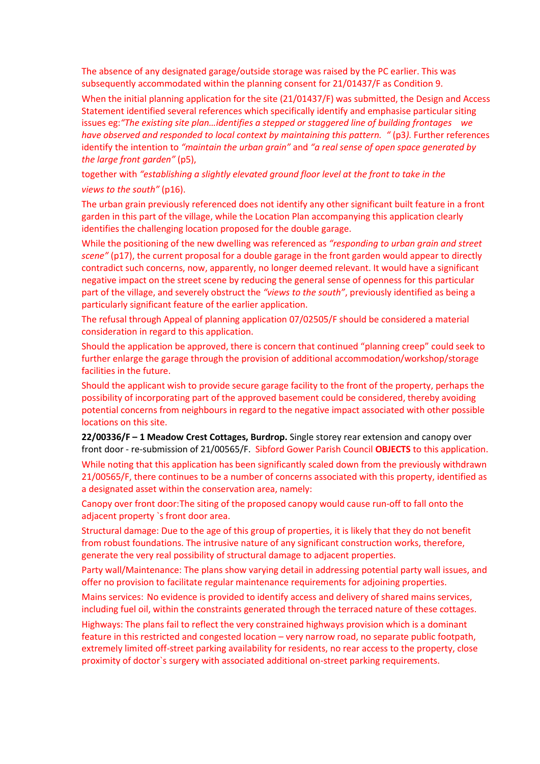The absence of any designated garage/outside storage was raised by the PC earlier. This was subsequently accommodated within the planning consent for 21/01437/F as Condition 9.

When the initial planning application for the site (21/01437/F) was submitted, the Design and Access Statement identified several references which specifically identify and emphasise particular siting issues eg:*"The existing site plan…identifies a stepped or staggered line of building frontages we have observed and responded to local context by maintaining this pattern. "* (p3*)*. Further references identify the intention to *"maintain the urban grain"* and *"a real sense of open space generated by the large front garden"* (p5),

together with *"establishing a slightly elevated ground floor level at the front to take in the views to the south"* (p16).

The urban grain previously referenced does not identify any other significant built feature in a front garden in this part of the village, while the Location Plan accompanying this application clearly identifies the challenging location proposed for the double garage.

While the positioning of the new dwelling was referenced as *"responding to urban grain and street scene"* (p17), the current proposal for a double garage in the front garden would appear to directly contradict such concerns, now, apparently, no longer deemed relevant. It would have a significant negative impact on the street scene by reducing the general sense of openness for this particular part of the village, and severely obstruct the *"views to the south"*, previously identified as being a particularly significant feature of the earlier application.

The refusal through Appeal of planning application 07/02505/F should be considered a material consideration in regard to this application.

Should the application be approved, there is concern that continued "planning creep" could seek to further enlarge the garage through the provision of additional accommodation/workshop/storage facilities in the future.

Should the applicant wish to provide secure garage facility to the front of the property, perhaps the possibility of incorporating part of the approved basement could be considered, thereby avoiding potential concerns from neighbours in regard to the negative impact associated with other possible locations on this site.

**22/00336/F – 1 Meadow Crest Cottages, Burdrop.** Single storey rear extension and canopy over front door - re-submission of 21/00565/F. Sibford Gower Parish Council **OBJECTS** to this application.

While noting that this application has been significantly scaled down from the previously withdrawn 21/00565/F, there continues to be a number of concerns associated with this property, identified as a designated asset within the conservation area, namely:

Canopy over front door:The siting of the proposed canopy would cause run-off to fall onto the adjacent property `s front door area.

Structural damage: Due to the age of this group of properties, it is likely that they do not benefit from robust foundations. The intrusive nature of any significant construction works, therefore, generate the very real possibility of structural damage to adjacent properties.

Party wall/Maintenance: The plans show varying detail in addressing potential party wall issues, and offer no provision to facilitate regular maintenance requirements for adjoining properties.

Mains services: No evidence is provided to identify access and delivery of shared mains services, including fuel oil, within the constraints generated through the terraced nature of these cottages.

Highways: The plans fail to reflect the very constrained highways provision which is a dominant feature in this restricted and congested location – very narrow road, no separate public footpath, extremely limited off-street parking availability for residents, no rear access to the property, close proximity of doctor`s surgery with associated additional on-street parking requirements.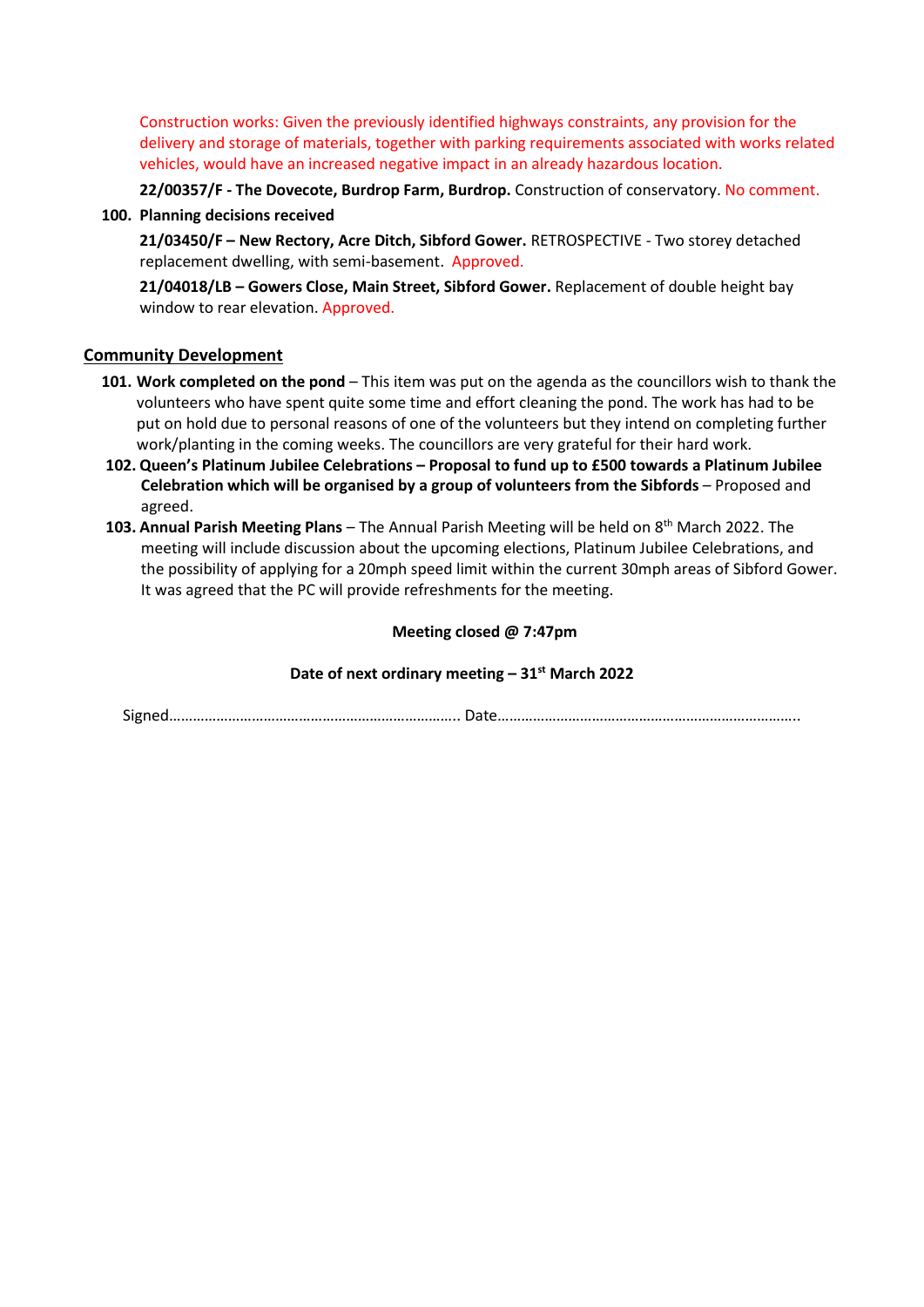Construction works: Given the previously identified highways constraints, any provision for the delivery and storage of materials, together with parking requirements associated with works related vehicles, would have an increased negative impact in an already hazardous location.

**22/00357/F - The Dovecote, Burdrop Farm, Burdrop.** Construction of conservatory. No comment.

**100. Planning decisions received**

**21/03450/F – New Rectory, Acre Ditch, Sibford Gower.** RETROSPECTIVE - Two storey detached replacement dwelling, with semi-basement. Approved.

**21/04018/LB – Gowers Close, Main Street, Sibford Gower.** Replacement of double height bay window to rear elevation. Approved.

## Community Development

**101. Work completed on the pond** – This item was put on the agenda as the councillors wish to thank the volunteers who have spent quite some time and effort cleaning the pond. The work has had to be put on hold due to personal reasons of one of the volunteers but they intend on completing further work/planting in the coming weeks. The councillors are very grateful for their hard work.

**102. Queen's Platinum Jubilee Celebrations – Proposal to fund up to £500 towards a Platinum Jubilee Celebration which will be organised by a group of volunteers from the Sibfords** – Proposed and agreed.

**103. Annual Parish Meeting Plans** – The Annual Parish Meeting will be held on 8th March 2022. The meeting will include discussion about the upcoming elections, Platinum Jubilee Celebrations, and the possibility of applying for a 20mph speed limit within the current 30mph areas of Sibford Gower. It was agreed that the PC will provide refreshments for the meeting.

**Meeting closed @ 7:47pm**

**Date of next ordinary meeting – 31st March 2022**

Signed………………………………………………………………. Date…………………………………………………………………..